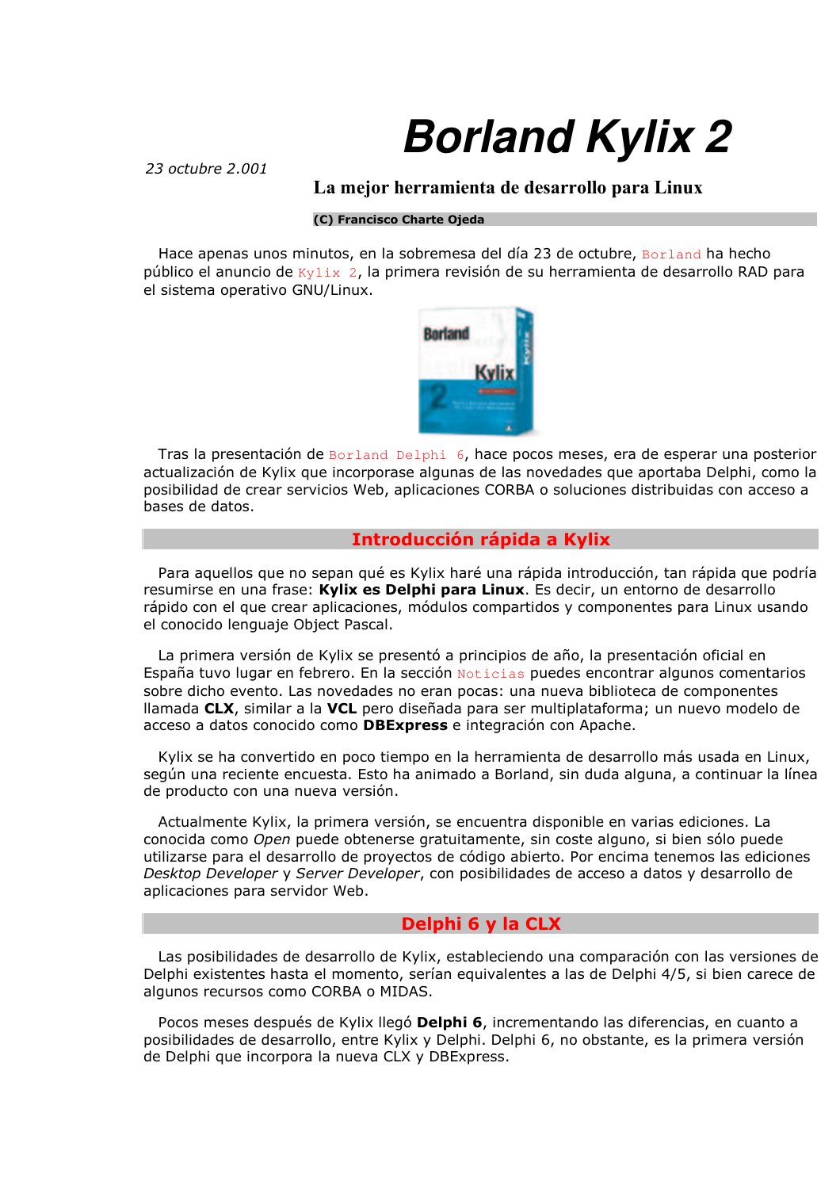# Borland Kylix 2

*23 octubre 2.001*

**La mejor herramienta de desarrollo para Linux**

**(C) Francisco Charte Ojeda**

Hace apenas unos minutos, en la sobremesa del día 23 de octubre, Borland ha hecho público el anuncio de Kylix 2, la primera revisión de su herramienta de desarrollo RAD para el sistema operativo GNU/Linux.

Tras la presentación de Borland Delphi 6, hace pocos meses, era de esperar una posterior actualización de Kylix que incorporase algunas de las novedades que aportaba Delphi, como la posibilidad de crear servicios Web, aplicaciones CORBA o soluciones distribuidas con acceso a bases de datos.

## Introducción rápida a Kylix

Para aquellos que no sepan qué es Kylix haré una rápida introducción, tan rápida que podría resumirse en una frase: **Kylix es Delphi para Linux**. Es decir, un entorno de desarrollo rápido con el que crear aplicaciones, módulos compartidos y componentes para Linux usando el conocido lenguaje Object Pascal.

La primera versión de Kylix se presentó a principios de año, la presentación oficial en España tuvo lugar en febrero. En la sección Noticias puedes encontrar algunos comentarios sobre dicho evento. Las novedades no eran pocas: una nueva biblioteca de componentes llamada **CLX**, similar a la **VCL** pero diseñada para ser multiplataforma; un nuevo modelo de acceso a datos conocido como **DBExpress** e integración con Apache.

Kylix se ha convertido en poco tiempo en la herramienta de desarrollo más usada en Linux, según una reciente encuesta. Esto ha animado a Borland, sin duda alguna, a continuar la línea de producto con una nueva versión.

Actualmente Kylix, la primera versión, se encuentra disponible en varias ediciones. La conocida como *Open* puede obtenerse gratuitamente, sin coste alguno, si bien sólo puede utilizarse para el desarrollo de proyectos de código abierto. Por encima tenemos las ediciones *Desktop Developer* y *Server Developer*, con posibilidades de acceso a datos y desarrollo de aplicaciones para servidor Web.

## Delphi 6 y la CLX

Las posibilidades de desarrollo de Kylix, estableciendo una comparación con las versiones de Delphi existentes hasta el momento, serían equivalentes a las de Delphi 4/5, si bien carece de algunos recursos como CORBA o MIDAS.

Pocos meses después de Kylix llegó **Delphi 6**, incrementando las diferencias, en cuanto a posibilidades de desarrollo, entre Kylix y Delphi. Delphi 6, no obstante, es la primera versión de Delphi que incorpora la nueva CLX y DBExpress.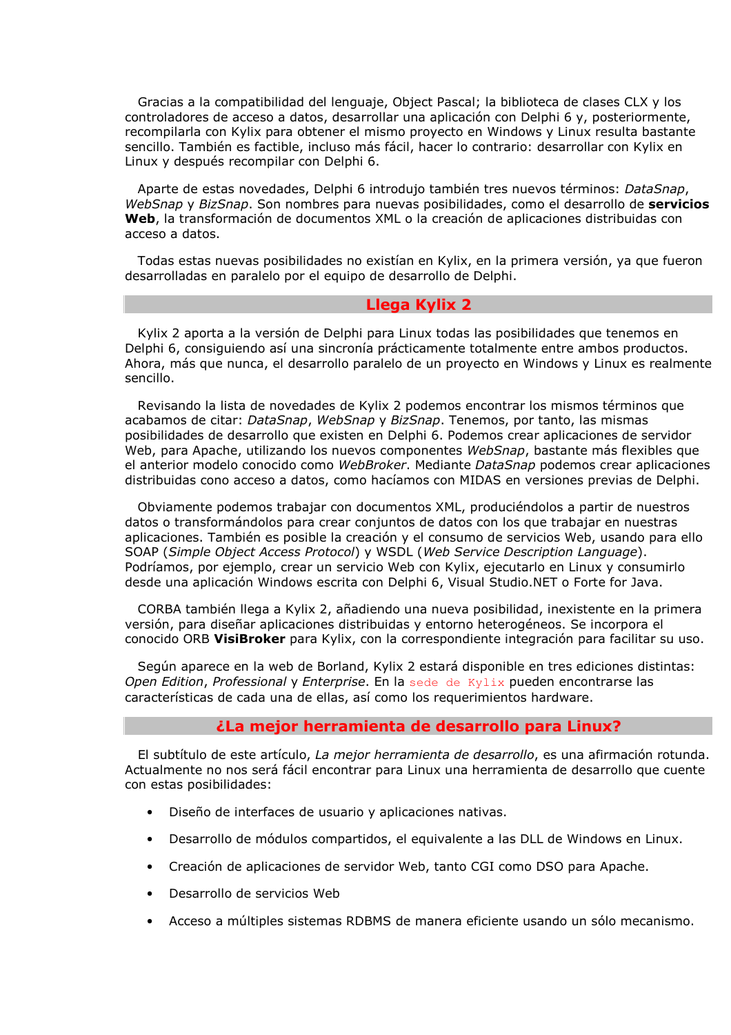Gracias a la compatibilidad del lenguaje, Object Pascal; la biblioteca de clases CLX y los controladores de acceso a datos, desarrollar una aplicación con Delphi 6 y, posteriormente, recompilarla con Kylix para obtener el mismo proyecto en Windows y Linux resulta bastante sencillo. También es factible, incluso más fácil, hacer lo contrario: desarrollar con Kylix en Linux y después recompilar con Delphi 6.

Aparte de estas novedades, Delphi 6 introdujo también tres nuevos términos: *DataSnap*, *WebSnap* y *BizSnap*. Son nombres para nuevas posibilidades, como el desarrollo de **servicios Web**, la transformación de documentos XML o la creación de aplicaciones distribuidas con acceso a datos.

Todas estas nuevas posibilidades no existían en Kylix, en la primera versión, ya que fueron desarrolladas en paralelo por el equipo de desarrollo de Delphi.

## Llega Kylix 2

Kylix 2 aporta a la versión de Delphi para Linux todas las posibilidades que tenemos en Delphi 6, consiguiendo así una sincronía prácticamente totalmente entre ambos productos. Ahora, más que nunca, el desarrollo paralelo de un proyecto en Windows y Linux es realmente sencillo.

Revisando la lista de novedades de Kylix 2 podemos encontrar los mismos términos que acabamos de citar: *DataSnap*, *WebSnap* y *BizSnap*. Tenemos, por tanto, las mismas posibilidades de desarrollo que existen en Delphi 6. Podemos crear aplicaciones de servidor Web, para Apache, utilizando los nuevos componentes *WebSnap*, bastante más flexibles que el anterior modelo conocido como *WebBroker*. Mediante *DataSnap* podemos crear aplicaciones distribuidas cono acceso a datos, como hacíamos con MIDAS en versiones previas de Delphi.

Obviamente podemos trabajar con documentos XML, produciéndolos a partir de nuestros datos o transformándolos para crear conjuntos de datos con los que trabajar en nuestras aplicaciones. También es posible la creación y el consumo de servicios Web, usando para ello SOAP (*Simple Object Access Protocol*) y WSDL (*Web Service Description Language*). Podríamos, por ejemplo, crear un servicio Web con Kylix, ejecutarlo en Linux y consumirlo desde una aplicación Windows escrita con Delphi 6, Visual Studio.NET o Forte for Java.

CORBA también llega a Kylix 2, añadiendo una nueva posibilidad, inexistente en la primera versión, para diseñar aplicaciones distribuidas y entorno heterogéneos. Se incorpora el conocido ORB **VisiBroker** para Kylix, con la correspondiente integración para facilitar su uso.

Según aparece en la web de Borland, Kylix 2 estará disponible en tres ediciones distintas: *Open Edition*, *Professional* y *Enterprise*. En la sede de Kylix pueden encontrarse las características de cada una de ellas, así como los requerimientos hardware.

## ¿La mejor herramienta de desarrollo para Linux?

El subtítulo de este artículo, *La mejor herramienta de desarrollo*, es una afirmación rotunda. Actualmente no nos será fácil encontrar para Linux una herramienta de desarrollo que cuente con estas posibilidades:

- Diseño de interfaces de usuario y aplicaciones nativas.
- Desarrollo de módulos compartidos, el equivalente a las DLL de Windows en Linux.
- Creación de aplicaciones de servidor Web, tanto CGI como DSO para Apache.
- Desarrollo de servicios Web
- Acceso a múltiples sistemas RDBMS de manera eficiente usando un sólo mecanismo.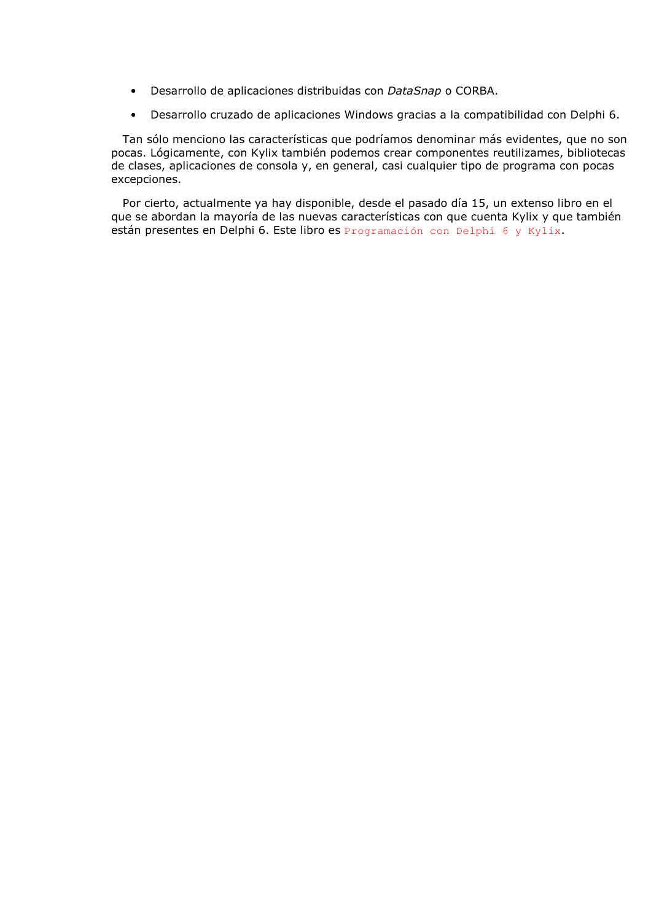- Desarrollo de aplicaciones distribuidas con *DataSnap* o CORBA.

- Desarrollo cruzado de aplicaciones Windows gracias a la compatibilidad con Delphi 6.

Tan sólo menciono las características que podríamos denominar más evidentes, que no son pocas. Lógicamente, con Kylix también podemos crear componentes reutilizames, bibliotecas de clases, aplicaciones de consola y, en general, casi cualquier tipo de programa con pocas excepciones.

Por cierto, actualmente ya hay disponible, desde el pasado día 15, un extenso libro en el que se abordan la mayoría de las nuevas características con que cuenta Kylix y que también están presentes en Delphi 6. Este libro es `Programación con Delphi 6 y Kylix`.